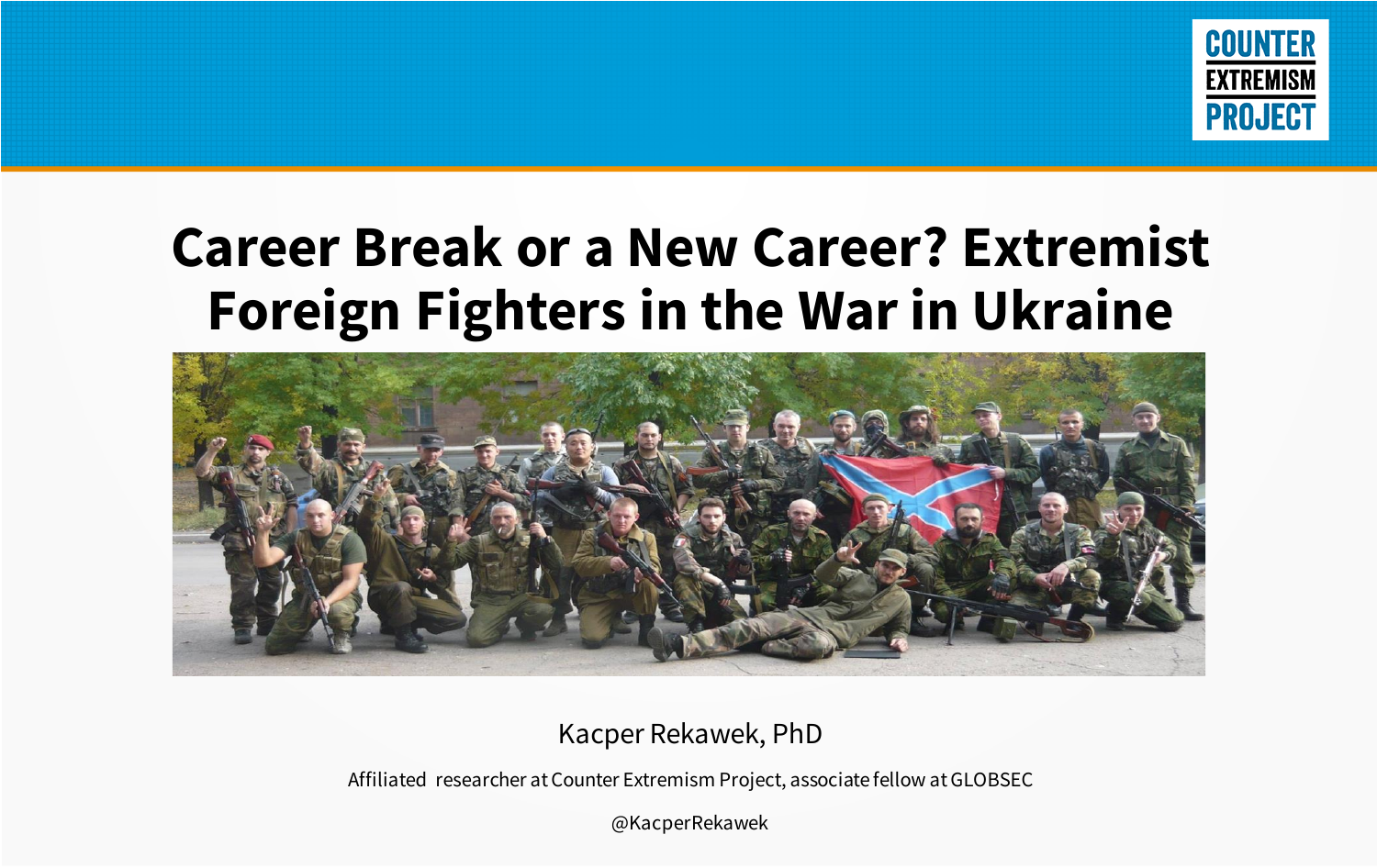COUNTER EXTREMISM PROJECT

# Career Break or a New Career? Extremist Foreign Fighters in the War in Ukraine

Kacper Rekawek, PhD

Affiliated researcher at Counter Extremism Project, associate fellow at GLOBSEC

@KacperRekawek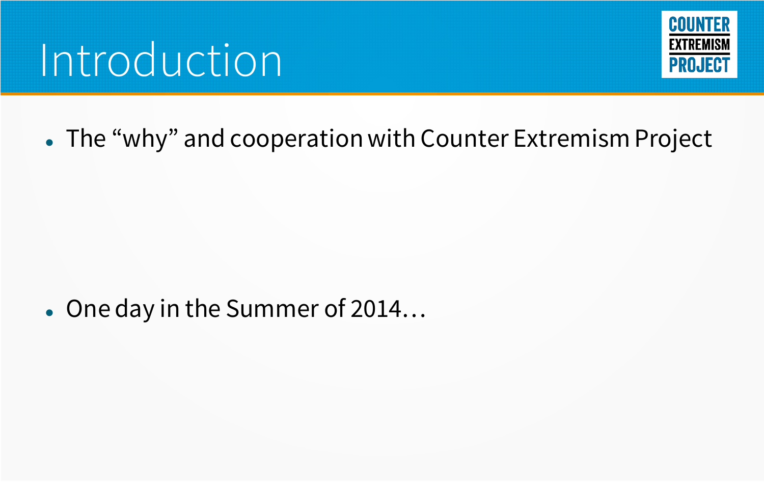# Introduction

- The “why” and cooperation with Counter Extremism Project

- One day in the Summer of 2014…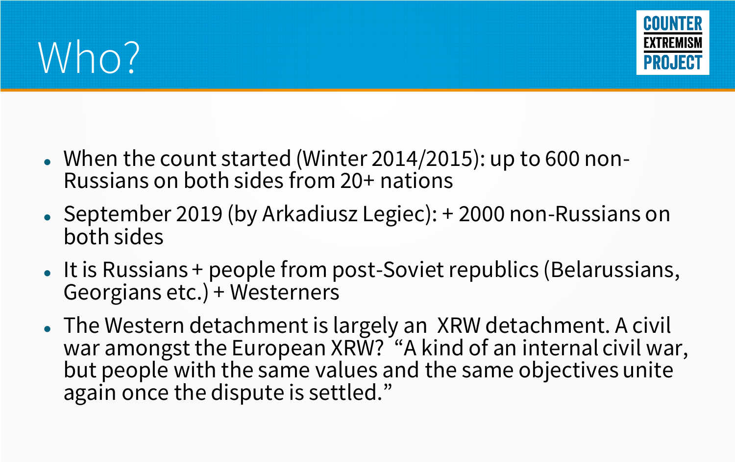# Who?

- When the count started (Winter 2014/2015): up to 600 non-Russians on both sides from 20+ nations
- September 2019 (by Arkadiusz Legiec): + 2000 non-Russians on both sides
- It is Russians + people from post-Soviet republics (Belarussians, Georgians etc.) + Westerners
- The Western detachment is largely an XRW detachment. A civil war amongst the European XRW? "A kind of an internal civil war, but people with the same values and the same objectives unite again once the dispute is settled."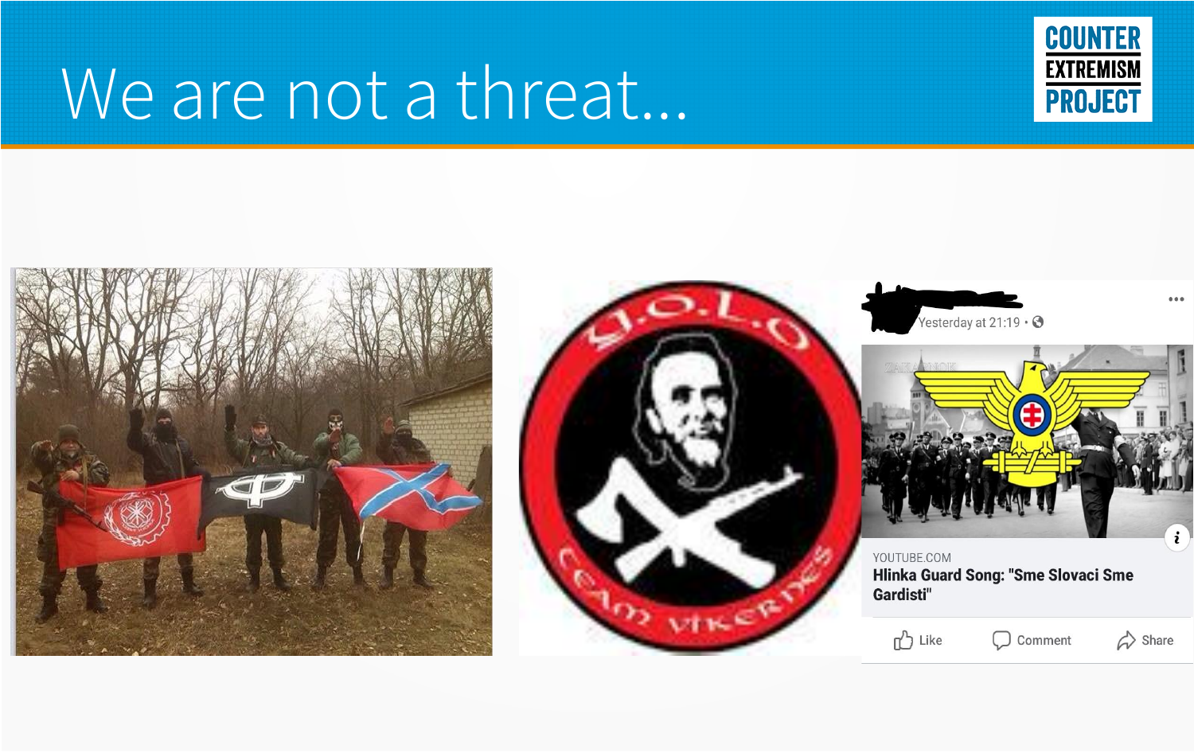# We are not a threat...

COUNTER EXTREMISM PROJECT

Yesterday at 21:19

YOUTUBE.COM

**Hlinka Guard Song: "Sme Slovaci Sme Gardisti"**

Like Comment Share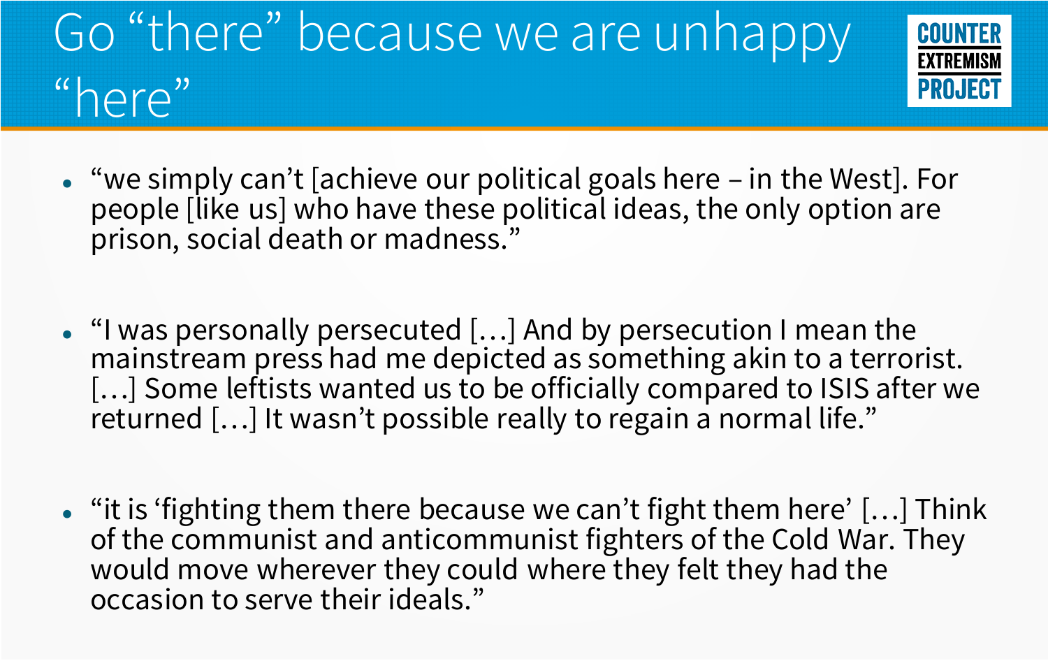# Go "there" because we are unhappy "here"

COUNTER EXTREMISM PROJECT

- "we simply can't [achieve our political goals here – in the West]. For people [like us] who have these political ideas, the only option are prison, social death or madness."

- "I was personally persecuted […] And by persecution I mean the mainstream press had me depicted as something akin to a terrorist. […] Some leftists wanted us to be officially compared to ISIS after we returned […] It wasn't possible really to regain a normal life."

- "it is 'fighting them there because we can't fight them here' […] Think of the communist and anticommunist fighters of the Cold War. They would move wherever they could where they felt they had the occasion to serve their ideals."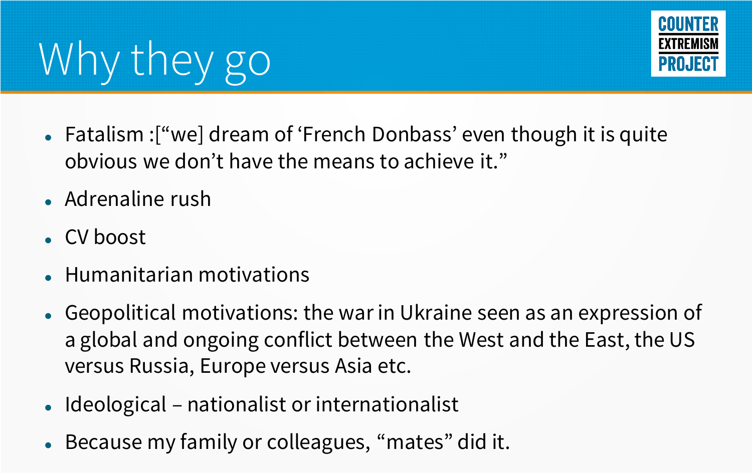# Why they go

- Fatalism :["we] dream of 'French Donbass' even though it is quite obvious we don't have the means to achieve it."
- Adrenaline rush
- CV boost
- Humanitarian motivations
- Geopolitical motivations: the war in Ukraine seen as an expression of a global and ongoing conflict between the West and the East, the US versus Russia, Europe versus Asia etc.
- Ideological – nationalist or internationalist
- Because my family or colleagues, "mates" did it.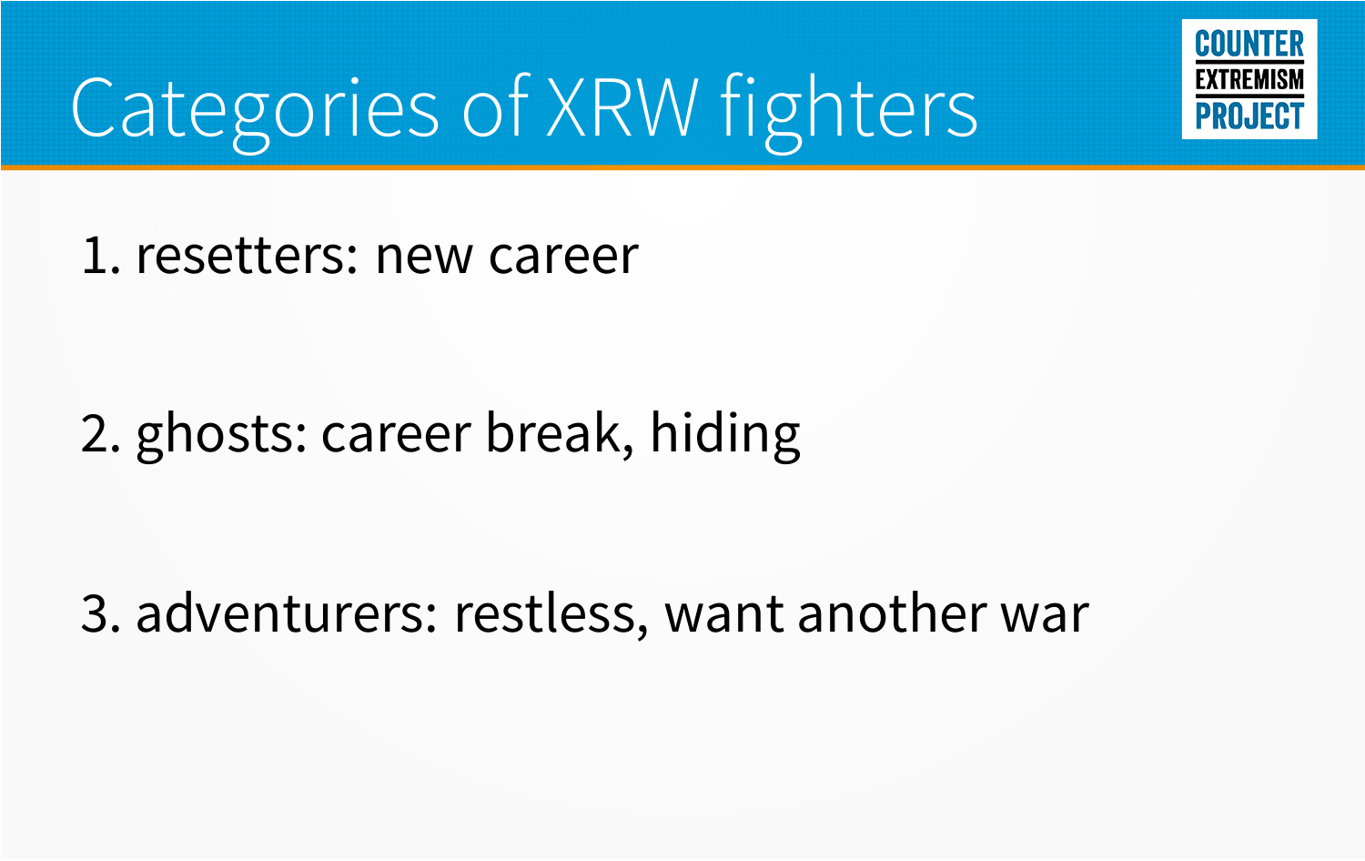# Categories of XRW fighters

1. resetters: new career

2. ghosts: career break, hiding

3. adventurers: restless, want another war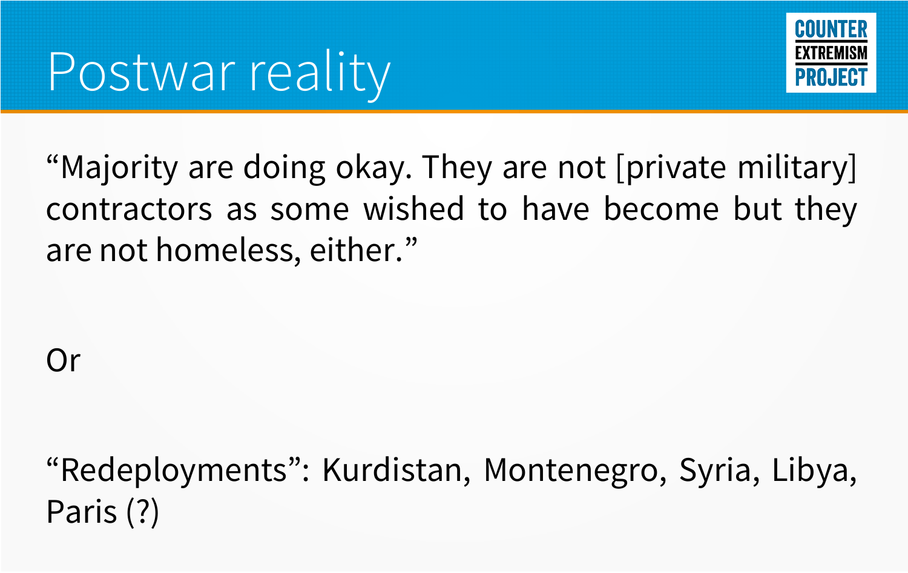# Postwar reality

"Majority are doing okay. They are not [private military] contractors as some wished to have become but they are not homeless, either."

Or

"Redeployments": Kurdistan, Montenegro, Syria, Libya, Paris (?)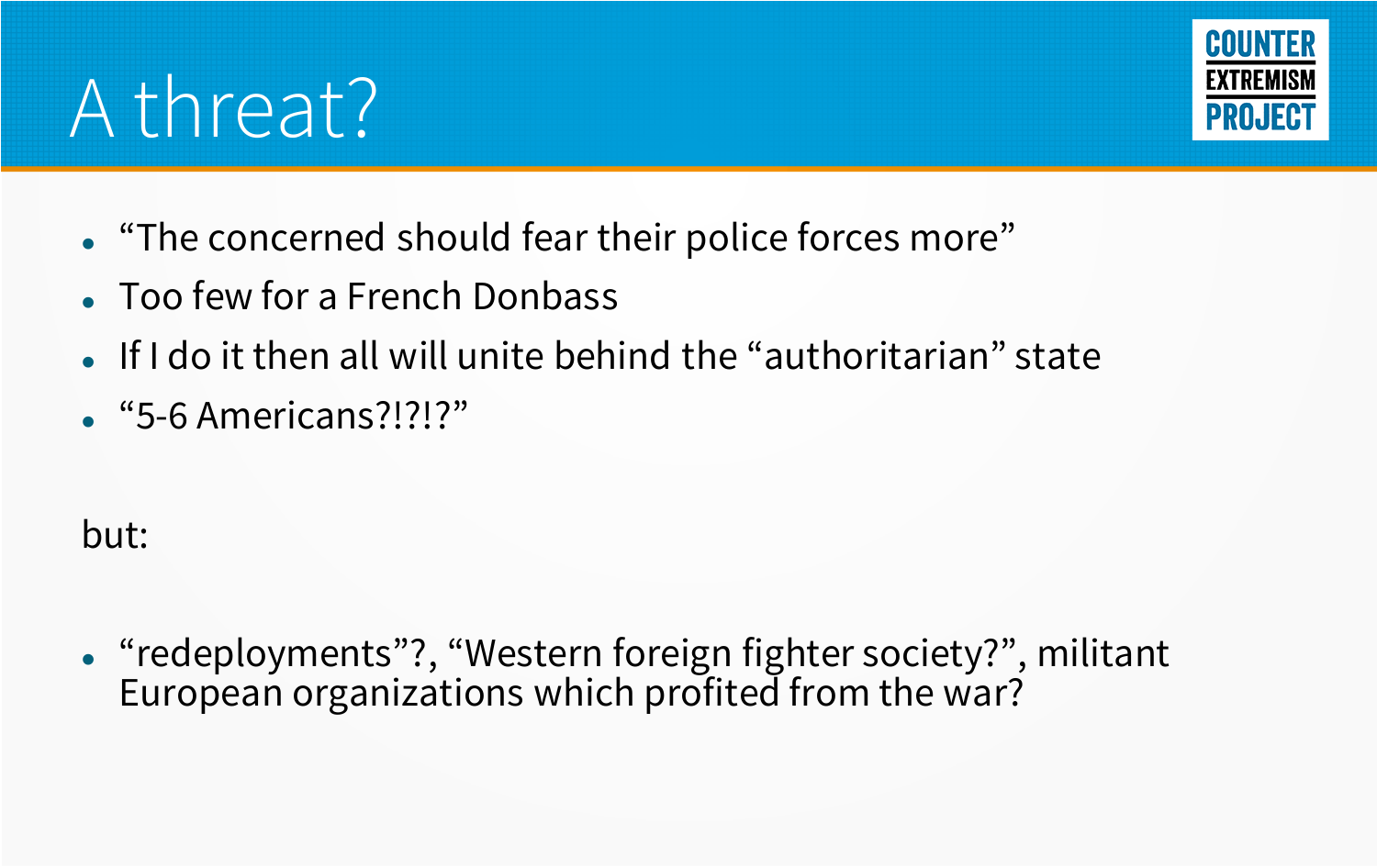# A threat?

- "The concerned should fear their police forces more"
- Too few for a French Donbass
- If I do it then all will unite behind the "authoritarian" state
- "5-6 Americans?!?!?"

but:

- "redeployments"?, "Western foreign fighter society?", militant European organizations which profited from the war?